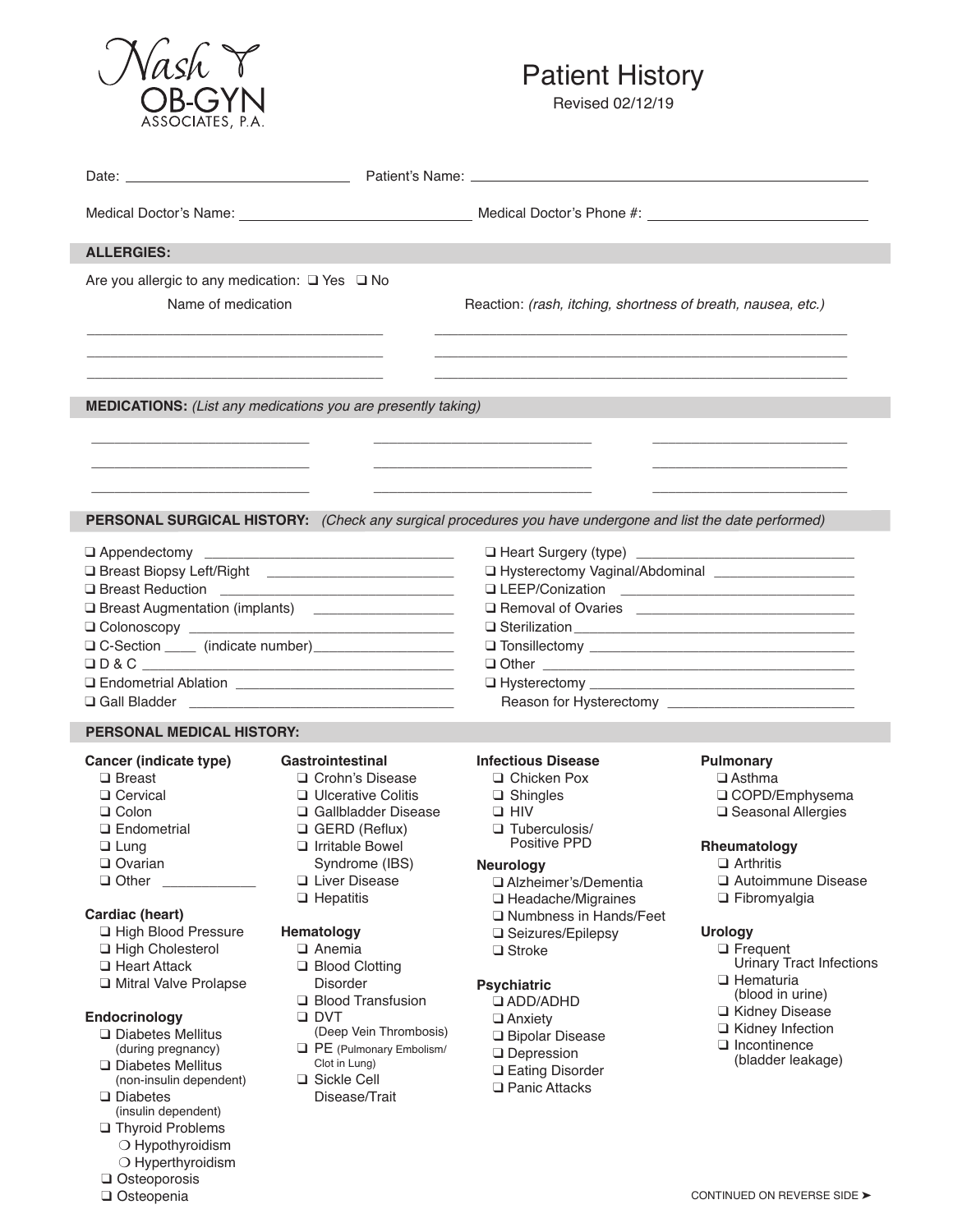Nash OB-GYN ASSOCIATES, P.A.

# Patient History

Revised 02/12/19

Date: ____________________ Patient's Name: ________________________________

Medical Doctor's Name: ____________________ Medical Doctor's Phone #: ____________________

## ALLERGIES:

Are you allergic to any medication: ❑ Yes ❑ No

| Name of medication | Reaction: *(rash, itching, shortness of breath, nausea, etc.)* |
|---|---|
| | |
| | |
| | |

## MEDICATIONS: *(List any medications you are presently taking)*

| | | |
|---|---|---|
| | | |
| | | |
| | | |

## PERSONAL SURGICAL HISTORY: *(Check any surgical procedures you have undergone and list the date performed)*

- ❑ Appendectomy ____________________
- ❑ Breast Biopsy Left/Right ____________________
- ❑ Breast Reduction ____________________
- ❑ Breast Augmentation (implants) ____________________
- ❑ Colonoscopy ____________________
- ❑ C-Section ____ (indicate number) ____________________
- ❑ D & C ____________________
- ❑ Endometrial Ablation ____________________
- ❑ Gall Bladder ____________________
- ❑ Heart Surgery (type) ____________________
- ❑ Hysterectomy Vaginal/Abdominal ____________________
- ❑ LEEP/Conization ____________________
- ❑ Removal of Ovaries ____________________
- ❑ Sterilization ____________________
- ❑ Tonsillectomy ____________________
- ❑ Other ____________________
- ❑ Hysterectomy ____________________
  Reason for Hysterectomy ____________________

## PERSONAL MEDICAL HISTORY:

**Cancer (indicate type)**
- ❑ Breast
- ❑ Cervical
- ❑ Colon
- ❑ Endometrial
- ❑ Lung
- ❑ Ovarian
- ❑ Other ____________

**Cardiac (heart)**
- ❑ High Blood Pressure
- ❑ High Cholesterol
- ❑ Heart Attack
- ❑ Mitral Valve Prolapse

**Endocrinology**
- ❑ Diabetes Mellitus (during pregnancy)
- ❑ Diabetes Mellitus (non-insulin dependent)
- ❑ Diabetes (insulin dependent)
- ❑ Thyroid Problems
  - ❍ Hypothyroidism
  - ❍ Hyperthyroidism
- ❑ Osteoporosis
- ❑ Osteopenia

**Gastrointestinal**
- ❑ Crohn's Disease
- ❑ Ulcerative Colitis
- ❑ Gallbladder Disease
- ❑ GERD (Reflux)
- ❑ Irritable Bowel Syndrome (IBS)
- ❑ Liver Disease
- ❑ Hepatitis

**Hematology**
- ❑ Anemia
- ❑ Blood Clotting Disorder
- ❑ Blood Transfusion
- ❑ DVT (Deep Vein Thrombosis)
- ❑ PE (Pulmonary Embolism/ Clot in Lung)
- ❑ Sickle Cell Disease/Trait

**Infectious Disease**
- ❑ Chicken Pox
- ❑ Shingles
- ❑ HIV
- ❑ Tuberculosis/ Positive PPD

**Neurology**
- ❑ Alzheimer's/Dementia
- ❑ Headache/Migraines
- ❑ Numbness in Hands/Feet
- ❑ Seizures/Epilepsy
- ❑ Stroke

**Psychiatric**
- ❑ ADD/ADHD
- ❑ Anxiety
- ❑ Bipolar Disease
- ❑ Depression
- ❑ Eating Disorder
- ❑ Panic Attacks

**Pulmonary**
- ❑ Asthma
- ❑ COPD/Emphysema
- ❑ Seasonal Allergies

**Rheumatology**
- ❑ Arthritis
- ❑ Autoimmune Disease
- ❑ Fibromyalgia

**Urology**
- ❑ Frequent Urinary Tract Infections
- ❑ Hematuria (blood in urine)
- ❑ Kidney Disease
- ❑ Kidney Infection
- ❑ Incontinence (bladder leakage)

CONTINUED ON REVERSE SIDE ➤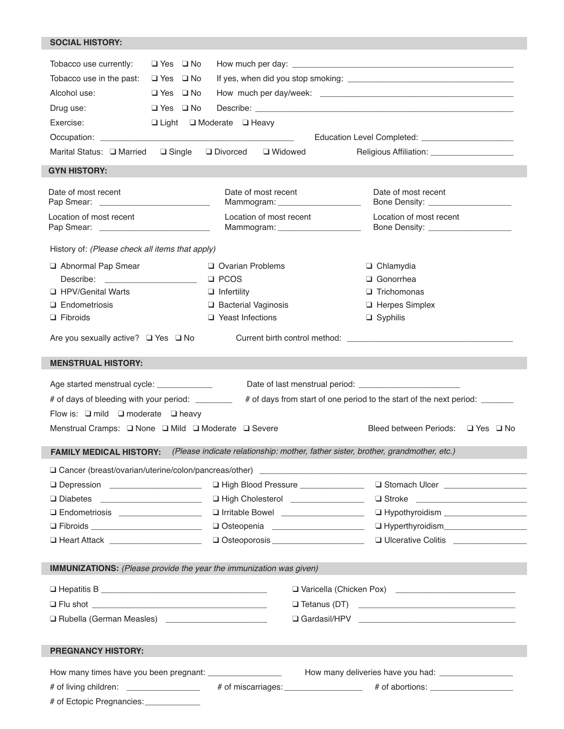## SOCIAL HISTORY:

Tobacco use currently: ❑ Yes ❑ No How much per day: ______________________________

Tobacco use in the past: ❑ Yes ❑ No If yes, when did you stop smoking: ______________________________

Alcohol use: ❑ Yes ❑ No How much per day/week: ______________________________

Drug use: ❑ Yes ❑ No Describe: ______________________________

Exercise: ❑ Light ❑ Moderate ❑ Heavy

Occupation: ______________________________ Education Level Completed: ____________________

Marital Status: ❑ Married ❑ Single ❑ Divorced ❑ Widowed Religious Affiliation: ____________________

## GYN HISTORY:

Date of most recent Pap Smear: ____________________

Date of most recent Mammogram: ____________________

Date of most recent Bone Density: ____________________

Location of most recent Pap Smear: ____________________

Location of most recent Mammogram: ____________________

Location of most recent Bone Density: ____________________

History of: *(Please check all items that apply)*

- ❑ Abnormal Pap Smear
  Describe: ____________________
- ❑ HPV/Genital Warts
- ❑ Endometriosis
- ❑ Fibroids
- ❑ Ovarian Problems
- ❑ PCOS
- ❑ Infertility
- ❑ Bacterial Vaginosis
- ❑ Yeast Infections
- ❑ Chlamydia
- ❑ Gonorrhea
- ❑ Trichomonas
- ❑ Herpes Simplex
- ❑ Syphilis

Are you sexually active? ❑ Yes ❑ No Current birth control method: ______________________________

## MENSTRUAL HISTORY:

Age started menstrual cycle: ____________ Date of last menstrual period: ____________________

# of days of bleeding with your period: ________ # of days from start of one period to the start of the next period: _______

Flow is: ❑ mild ❑ moderate ❑ heavy

Menstrual Cramps: ❑ None ❑ Mild ❑ Moderate ❑ Severe Bleed between Periods: ❑ Yes ❑ No

## FAMILY MEDICAL HISTORY: *(Please indicate relationship: mother, father sister, brother, grandmother, etc.)*

❑ Cancer (breast/ovarian/uterine/colon/pancreas/other) ______________________________

- ❑ Depression ____________________
- ❑ Diabetes ____________________
- ❑ Endometriosis ____________________
- ❑ Fibroids ____________________
- ❑ Heart Attack ____________________
- ❑ High Blood Pressure ____________________
- ❑ High Cholesterol ____________________
- ❑ Irritable Bowel ____________________
- ❑ Osteopenia ____________________
- ❑ Osteoporosis ____________________
- ❑ Stomach Ulcer ____________________
- ❑ Stroke ____________________
- ❑ Hypothyroidism ____________________
- ❑ Hyperthyroidism ____________________
- ❑ Ulcerative Colitis ____________________

## IMMUNIZATIONS: *(Please provide the year the immunization was given)*

- ❑ Hepatitis B ______________________________
- ❑ Flu shot ______________________________
- ❑ Rubella (German Measles) ______________________________
- ❑ Varicella (Chicken Pox) ______________________________
- ❑ Tetanus (DT) ______________________________
- ❑ Gardasil/HPV ______________________________

## PREGNANCY HISTORY:

How many times have you been pregnant: ________________ How many deliveries have you had: ________________

# of living children: ________________ # of miscarriages: ________________ # of abortions: ________________

# of Ectopic Pregnancies: ____________